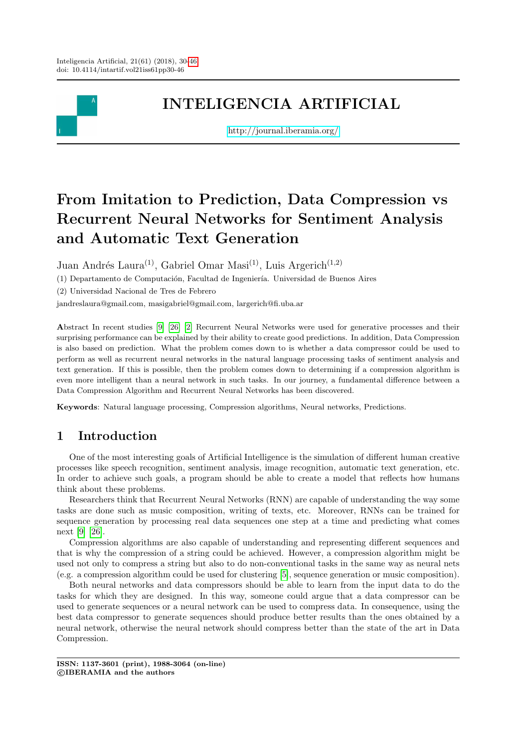# INTELIGENCIA ARTIFICIAL

http://journal.iberamia.org/

# From Imitation to Prediction, Data Compression vs Recurrent Neural Networks for Sentiment Analysis and Automatic Text Generation

Juan Andrés Laura[(1)], Gabriel Omar Masi[(1)], Luis Argerich[(1,2)]

(1) Departamento de Computación, Facultad de Ingeniería. Universidad de Buenos Aires

(2) Universidad Nacional de Tres de Febrero

jandreslaura@gmail.com, masigabriel@gmail.com, largerich@fi.uba.ar

**A**bstract In recent studies [9] [26] [2] Recurrent Neural Networks were used for generative processes and their surprising performance can be explained by their ability to create good predictions. In addition, Data Compression is also based on prediction. What the problem comes down to is whether a data compressor could be used to perform as well as recurrent neural networks in the natural language processing tasks of sentiment analysis and text generation. If this is possible, then the problem comes down to determining if a compression algorithm is even more intelligent than a neural network in such tasks. In our journey, a fundamental difference between a Data Compression Algorithm and Recurrent Neural Networks has been discovered.

**Keywords**: Natural language processing, Compression algorithms, Neural networks, Predictions.

## 1 Introduction

One of the most interesting goals of Artificial Intelligence is the simulation of different human creative processes like speech recognition, sentiment analysis, image recognition, automatic text generation, etc. In order to achieve such goals, a program should be able to create a model that reflects how humans think about these problems.

Researchers think that Recurrent Neural Networks (RNN) are capable of understanding the way some tasks are done such as music composition, writing of texts, etc. Moreover, RNNs can be trained for sequence generation by processing real data sequences one step at a time and predicting what comes next [9] [26].

Compression algorithms are also capable of understanding and representing different sequences and that is why the compression of a string could be achieved. However, a compression algorithm might be used not only to compress a string but also to do non-conventional tasks in the same way as neural nets (e.g. a compression algorithm could be used for clustering [5], sequence generation or music composition).

Both neural networks and data compressors should be able to learn from the input data to do the tasks for which they are designed. In this way, someone could argue that a data compressor can be used to generate sequences or a neural network can be used to compress data. In consequence, using the best data compressor to generate sequences should produce better results than the ones obtained by a neural network, otherwise the neural network should compress better than the state of the art in Data Compression.

**ISSN: 1137-3601 (print), 1988-3064 (on-line)**
**©IBERAMIA and the authors**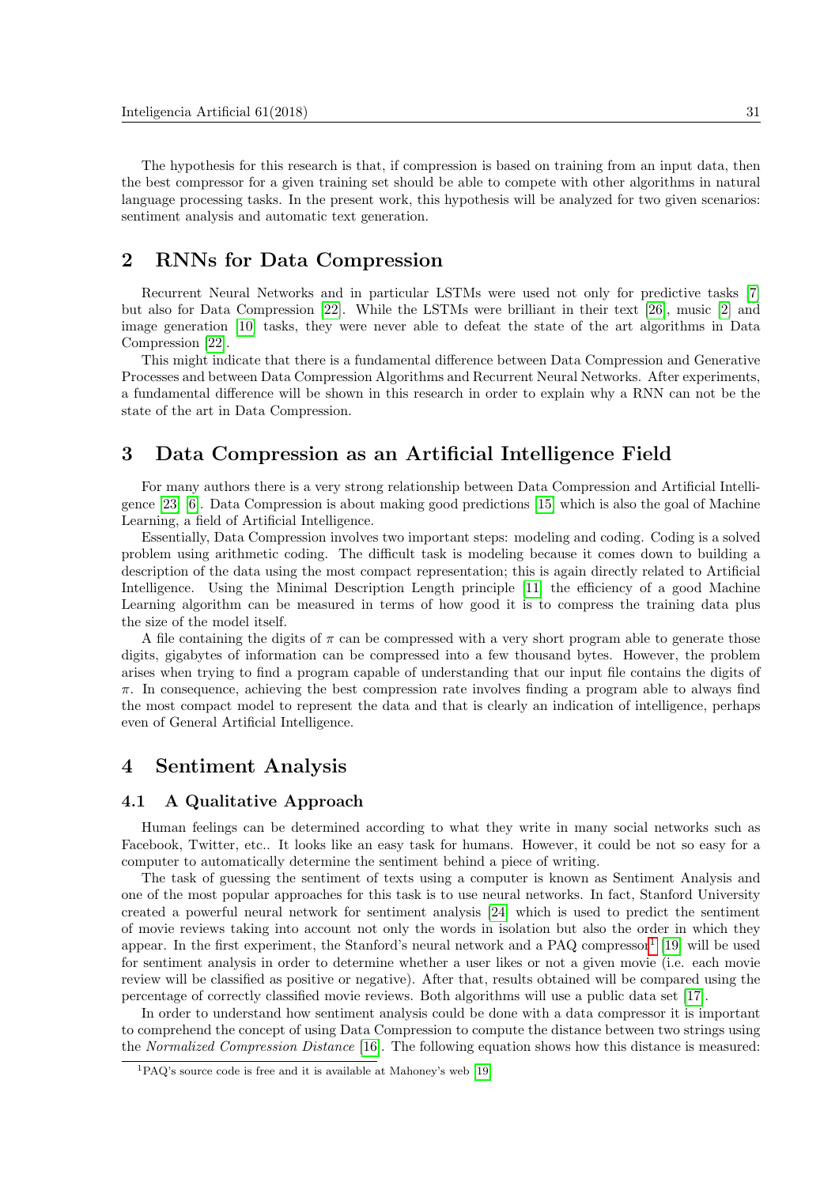The hypothesis for this research is that, if compression is based on training from an input data, then the best compressor for a given training set should be able to compete with other algorithms in natural language processing tasks. In the present work, this hypothesis will be analyzed for two given scenarios: sentiment analysis and automatic text generation.

## 2 RNNs for Data Compression

Recurrent Neural Networks and in particular LSTMs were used not only for predictive tasks [7] but also for Data Compression [22]. While the LSTMs were brilliant in their text [26], music [2] and image generation [10] tasks, they were never able to defeat the state of the art algorithms in Data Compression [22].

This might indicate that there is a fundamental difference between Data Compression and Generative Processes and between Data Compression Algorithms and Recurrent Neural Networks. After experiments, a fundamental difference will be shown in this research in order to explain why a RNN can not be the state of the art in Data Compression.

## 3 Data Compression as an Artificial Intelligence Field

For many authors there is a very strong relationship between Data Compression and Artificial Intelligence [23] [6]. Data Compression is about making good predictions [15] which is also the goal of Machine Learning, a field of Artificial Intelligence.

Essentially, Data Compression involves two important steps: modeling and coding. Coding is a solved problem using arithmetic coding. The difficult task is modeling because it comes down to building a description of the data using the most compact representation; this is again directly related to Artificial Intelligence. Using the Minimal Description Length principle [11] the efficiency of a good Machine Learning algorithm can be measured in terms of how good it is to compress the training data plus the size of the model itself.

A file containing the digits of $\pi$ can be compressed with a very short program able to generate those digits, gigabytes of information can be compressed into a few thousand bytes. However, the problem arises when trying to find a program capable of understanding that our input file contains the digits of $\pi$. In consequence, achieving the best compression rate involves finding a program able to always find the most compact model to represent the data and that is clearly an indication of intelligence, perhaps even of General Artificial Intelligence.

## 4 Sentiment Analysis

### 4.1 A Qualitative Approach

Human feelings can be determined according to what they write in many social networks such as Facebook, Twitter, etc.. It looks like an easy task for humans. However, it could be not so easy for a computer to automatically determine the sentiment behind a piece of writing.

The task of guessing the sentiment of texts using a computer is known as Sentiment Analysis and one of the most popular approaches for this task is to use neural networks. In fact, Stanford University created a powerful neural network for sentiment analysis [24] which is used to predict the sentiment of movie reviews taking into account not only the words in isolation but also the order in which they appear. In the first experiment, the Stanford's neural network and a PAQ compressor[1] [19] will be used for sentiment analysis in order to determine whether a user likes or not a given movie (i.e. each movie review will be classified as positive or negative). After that, results obtained will be compared using the percentage of correctly classified movie reviews. Both algorithms will use a public data set [17].

In order to understand how sentiment analysis could be done with a data compressor it is important to comprehend the concept of using Data Compression to compute the distance between two strings using the *Normalized Compression Distance* [16]. The following equation shows how this distance is measured:

[1] PAQ's source code is free and it is available at Mahoney's web [19]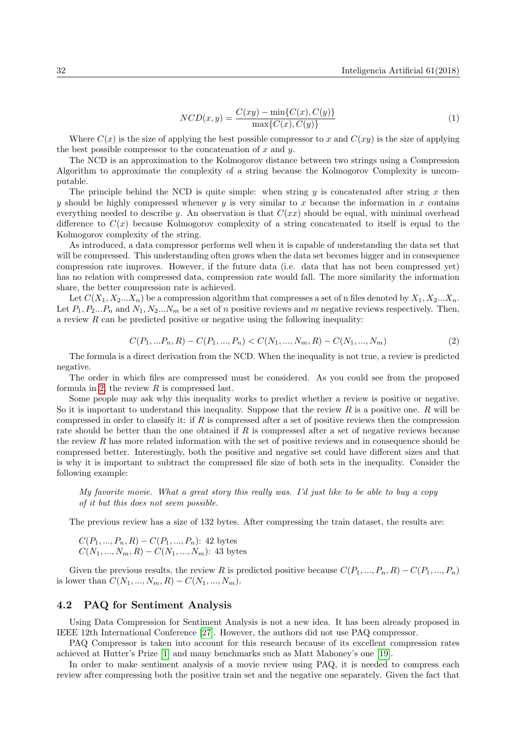$$NCD(x,y) = \frac{C(xy) - \min\{C(x), C(y)\}}{\max\{C(x), C(y)\}} \tag{1}$$

Where $C(x)$ is the size of applying the best possible compressor to $x$ and $C(xy)$ is the size of applying the best possible compressor to the concatenation of $x$ and $y$.

The NCD is an approximation to the Kolmogorov distance between two strings using a Compression Algorithm to approximate the complexity of a string because the Kolmogorov Complexity is uncomputable.

The principle behind the NCD is quite simple: when string $y$ is concatenated after string $x$ then $y$ should be highly compressed whenever $y$ is very similar to $x$ because the information in $x$ contains everything needed to describe $y$. An observation is that $C(xx)$ should be equal, with minimal overhead difference to $C(x)$ because Kolmogorov complexity of a string concatenated to itself is equal to the Kolmogorov complexity of the string.

As introduced, a data compressor performs well when it is capable of understanding the data set that will be compressed. This understanding often grows when the data set becomes bigger and in consequence compression rate improves. However, if the future data (i.e. data that has not been compressed yet) has no relation with compressed data, compression rate would fall. The more similarity the information share, the better compression rate is achieved.

Let $C(X_1, X_2...X_n)$ be a compression algorithm that compresses a set of n files denoted by $X_1, X_2...X_n$. Let $P_1, P_2...P_n$ and $N_1, N_2...N_m$ be a set of $n$ positive reviews and $m$ negative reviews respectively. Then, a review $R$ can be predicted positive or negative using the following inequality:

$$C(P_1, ...P_n, R) - C(P_1, ..., P_n) < C(N_1, ..., N_m, R) - C(N_1, ..., N_m) \tag{2}$$

The formula is a direct derivation from the NCD. When the inequality is not true, a review is predicted negative.

The order in which files are compressed must be considered. As you could see from the proposed formula in 2, the review $R$ is compressed last.

Some people may ask why this inequality works to predict whether a review is positive or negative. So it is important to understand this inequality. Suppose that the review $R$ is a positive one. $R$ will be compressed in order to classify it: if $R$ is compressed after a set of positive reviews then the compression rate should be better than the one obtained if $R$ is compressed after a set of negative reviews because the review $R$ has more related information with the set of positive reviews and in consequence should be compressed better. Interestingly, both the positive and negative set could have different sizes and that is why it is important to subtract the compressed file size of both sets in the inequality. Consider the following example:

> *My favorite movie. What a great story this really was. I'd just like to be able to buy a copy of it but this does not seem possible.*

The previous review has a size of 132 bytes. After compressing the train dataset, the results are:

$C(P_1, ..., P_n, R) - C(P_1, ..., P_n)$: 42 bytes
$C(N_1, ..., N_m, R) - C(N_1, ..., N_m)$: 43 bytes

Given the previous results, the review $R$ is predicted positive because $C(P_1, ..., P_n, R) - C(P_1, ..., P_n)$ is lower than $C(N_1, ..., N_m, R) - C(N_1, ..., N_m)$.

## 4.2 PAQ for Sentiment Analysis

Using Data Compression for Sentiment Analysis is not a new idea. It has been already proposed in IEEE 12th International Conference [27]. However, the authors did not use PAQ compressor.

PAQ Compressor is taken into account for this research because of its excellent compression rates achieved at Hutter's Prize [1] and many benchmarks such as Matt Mahoney's one [19].

In order to make sentiment analysis of a movie review using PAQ, it is needed to compress each review after compressing both the positive train set and the negative one separately. Given the fact that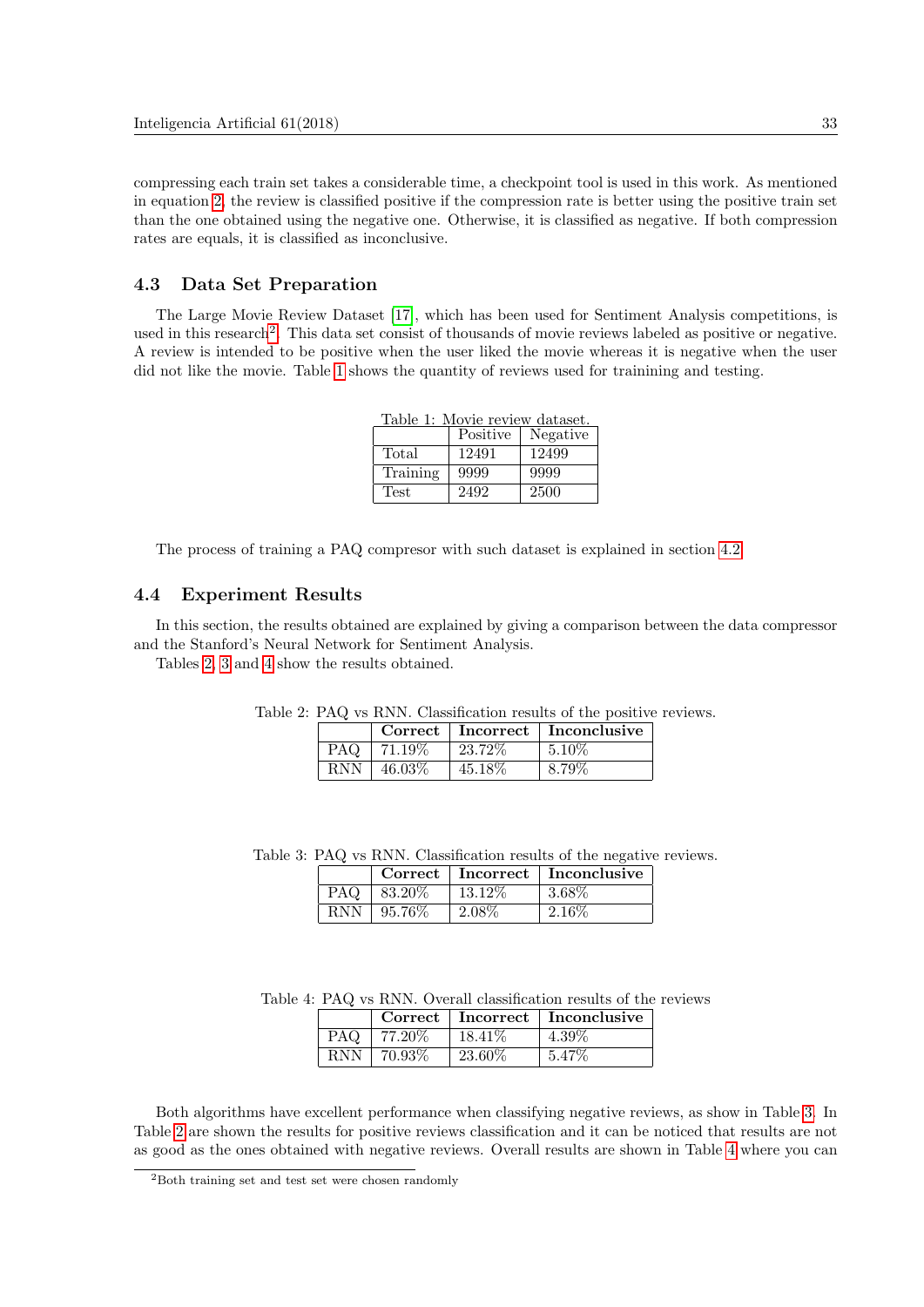compressing each train set takes a considerable time, a checkpoint tool is used in this work. As mentioned in equation 2, the review is classified positive if the compression rate is better using the positive train set than the one obtained using the negative one. Otherwise, it is classified as negative. If both compression rates are equals, it is classified as inconclusive.

### 4.3 Data Set Preparation

The Large Movie Review Dataset [17], which has been used for Sentiment Analysis competitions, is used in this research[2]. This data set consist of thousands of movie reviews labeled as positive or negative. A review is intended to be positive when the user liked the movie whereas it is negative when the user did not like the movie. Table 1 shows the quantity of reviews used for trainining and testing.

Table 1: Movie review dataset.

| | Positive | Negative |
|---|---|---|
| Total | 12491 | 12499 |
| Training | 9999 | 9999 |
| Test | 2492 | 2500 |

The process of training a PAQ compresor with such dataset is explained in section 4.2.

### 4.4 Experiment Results

In this section, the results obtained are explained by giving a comparison between the data compressor and the Stanford's Neural Network for Sentiment Analysis.

Tables 2, 3 and 4 show the results obtained.

Table 2: PAQ vs RNN. Classification results of the positive reviews.

| | **Correct** | **Incorrect** | **Inconclusive** |
|---|---|---|---|
| PAQ | 71.19% | 23.72% | 5.10% |
| RNN | 46.03% | 45.18% | 8.79% |

Table 3: PAQ vs RNN. Classification results of the negative reviews.

| | **Correct** | **Incorrect** | **Inconclusive** |
|---|---|---|---|
| PAQ | 83.20% | 13.12% | 3.68% |
| RNN | 95.76% | 2.08% | 2.16% |

Table 4: PAQ vs RNN. Overall classification results of the reviews

| | **Correct** | **Incorrect** | **Inconclusive** |
|---|---|---|---|
| PAQ | 77.20% | 18.41% | 4.39% |
| RNN | 70.93% | 23.60% | 5.47% |

Both algorithms have excellent performance when classifying negative reviews, as show in Table 3. In Table 2 are shown the results for positive reviews classification and it can be noticed that results are not as good as the ones obtained with negative reviews. Overall results are shown in Table 4 where you can

[2]Both training set and test set were chosen randomly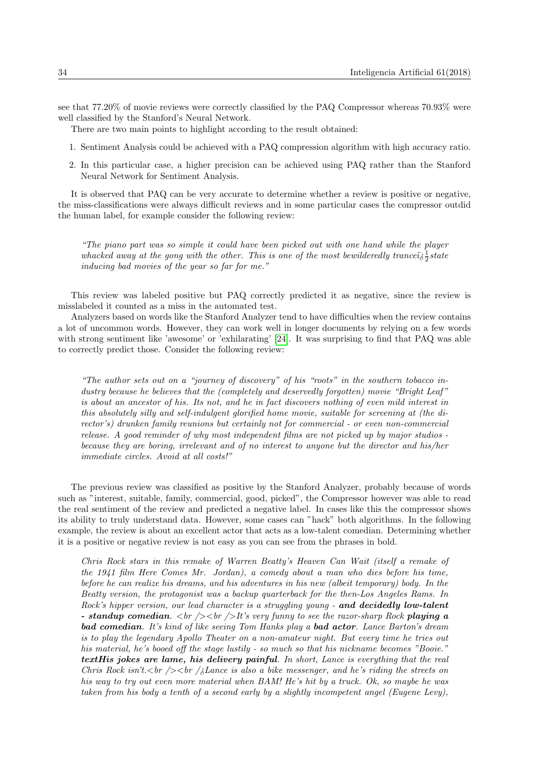see that 77.20% of movie reviews were correctly classified by the PAQ Compressor whereas 70.93% were well classified by the Stanford's Neural Network.

There are two main points to highlight according to the result obtained:

1. Sentiment Analysis could be achieved with a PAQ compression algorithm with high accuracy ratio.
2. In this particular case, a higher precision can be achieved using PAQ rather than the Stanford Neural Network for Sentiment Analysis.

It is observed that PAQ can be very accurate to determine whether a review is positive or negative, the miss-classifications were always difficult reviews and in some particular cases the compressor outdid the human label, for example consider the following review:

> *"The piano part was so simple it could have been picked out with one hand while the player whacked away at the gong with the other. This is one of the most bewilderedly tranceï¿½state inducing bad movies of the year so far for me."*

This review was labeled positive but PAQ correctly predicted it as negative, since the review is misslabeled it counted as a miss in the automated test.

Analyzers based on words like the Stanford Analyzer tend to have difficulties when the review contains a lot of uncommon words. However, they can work well in longer documents by relying on a few words with strong sentiment like 'awesome' or 'exhilarating' [24]. It was surprising to find that PAQ was able to correctly predict those. Consider the following review:

> *"The author sets out on a "journey of discovery" of his "roots" in the southern tobacco industry because he believes that the (completely and deservedly forgotten) movie "Bright Leaf" is about an ancestor of his. Its not, and he in fact discovers nothing of even mild interest in this absolutely silly and self-indulgent glorified home movie, suitable for screening at (the director's) drunken family reunions but certainly not for commercial - or even non-commercial release. A good reminder of why most independent films are not picked up by major studios - because they are boring, irrelevant and of no interest to anyone but the director and his/her immediate circles. Avoid at all costs!"*

The previous review was classified as positive by the Stanford Analyzer, probably because of words such as "interest, suitable, family, commercial, good, picked", the Compressor however was able to read the real sentiment of the review and predicted a negative label. In cases like this the compressor shows its ability to truly understand data. However, some cases can "hack" both algorithms. In the following example, the review is about an excellent actor that acts as a low-talent comedian. Determining whether it is a positive or negative review is not easy as you can see from the phrases in bold.

> *Chris Rock stars in this remake of Warren Beatty's Heaven Can Wait (itself a remake of the 1941 film Here Comes Mr. Jordan), a comedy about a man who dies before his time, before he can realize his dreams, and his adventures in his new (albeit temporary) body. In the Beatty version, the protagonist was a backup quarterback for the then-Los Angeles Rams. In Rock's hipper version, our lead character is a struggling young -* ***and decidedly low-talent - standup comedian****. <br /><br />It's very funny to see the razor-sharp Rock* ***playing a bad comedian****. It's kind of like seeing Tom Hanks play a* ***bad actor****. Lance Barton's dream is to play the legendary Apollo Theater on a non-amateur night. But every time he tries out his material, he's booed off the stage lustily - so much so that his nickname becomes "Booie."* ***textHis jokes are lame, his delivery painful****. In short, Lance is everything that the real Chris Rock isn't.<br /><br /¿Lance is also a bike messenger, and he's riding the streets on his way to try out even more material when BAM! He's hit by a truck. Ok, so maybe he was taken from his body a tenth of a second early by a slightly incompetent angel (Eugene Levy),*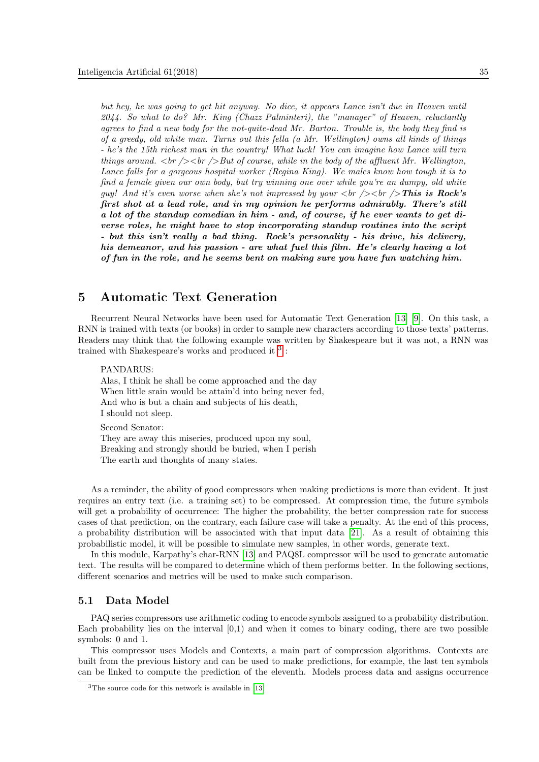*but hey, he was going to get hit anyway. No dice, it appears Lance isn't due in Heaven until 2044. So what to do? Mr. King (Chazz Palminteri), the "manager" of Heaven, reluctantly agrees to find a new body for the not-quite-dead Mr. Barton. Trouble is, the body they find is of a greedy, old white man. Turns out this fella (a Mr. Wellington) owns all kinds of things - he's the 15th richest man in the country! What luck! You can imagine how Lance will turn things around. <br /><br />But of course, while in the body of the affluent Mr. Wellington, Lance falls for a gorgeous hospital worker (Regina King). We males know how tough it is to find a female given our own body, but try winning one over while you're an dumpy, old white guy! And it's even worse when she's not impressed by your <br /><br />* ***This is Rock's first shot at a lead role, and in my opinion he performs admirably. There's still a lot of the standup comedian in him - and, of course, if he ever wants to get diverse roles, he might have to stop incorporating standup routines into the script - but this isn't really a bad thing. Rock's personality - his drive, his delivery, his demeanor, and his passion - are what fuel this film. He's clearly having a lot of fun in the role, and he seems bent on making sure you have fun watching him.***

## 5 Automatic Text Generation

Recurrent Neural Networks have been used for Automatic Text Generation [13] [9]. On this task, a RNN is trained with texts (or books) in order to sample new characters according to those texts' patterns. Readers may think that the following example was written by Shakespeare but it was not, a RNN was trained with Shakespeare's works and produced it [3]:

PANDARUS:
Alas, I think he shall be come approached and the day
When little srain would be attain'd into being never fed,
And who is but a chain and subjects of his death,
I should not sleep.

Second Senator:
They are away this miseries, produced upon my soul,
Breaking and strongly should be buried, when I perish
The earth and thoughts of many states.

As a reminder, the ability of good compressors when making predictions is more than evident. It just requires an entry text (i.e. a training set) to be compressed. At compression time, the future symbols will get a probability of occurrence: The higher the probability, the better compression rate for success cases of that prediction, on the contrary, each failure case will take a penalty. At the end of this process, a probability distribution will be associated with that input data [21]. As a result of obtaining this probabilistic model, it will be possible to simulate new samples, in other words, generate text.

In this module, Karpathy's char-RNN [13] and PAQ8L compressor will be used to generate automatic text. The results will be compared to determine which of them performs better. In the following sections, different scenarios and metrics will be used to make such comparison.

### 5.1 Data Model

PAQ series compressors use arithmetic coding to encode symbols assigned to a probability distribution. Each probability lies on the interval [0,1) and when it comes to binary coding, there are two possible symbols: 0 and 1.

This compressor uses Models and Contexts, a main part of compression algorithms. Contexts are built from the previous history and can be used to make predictions, for example, the last ten symbols can be linked to compute the prediction of the eleventh. Models process data and assigns occurrence

[3] The source code for this network is available in [13]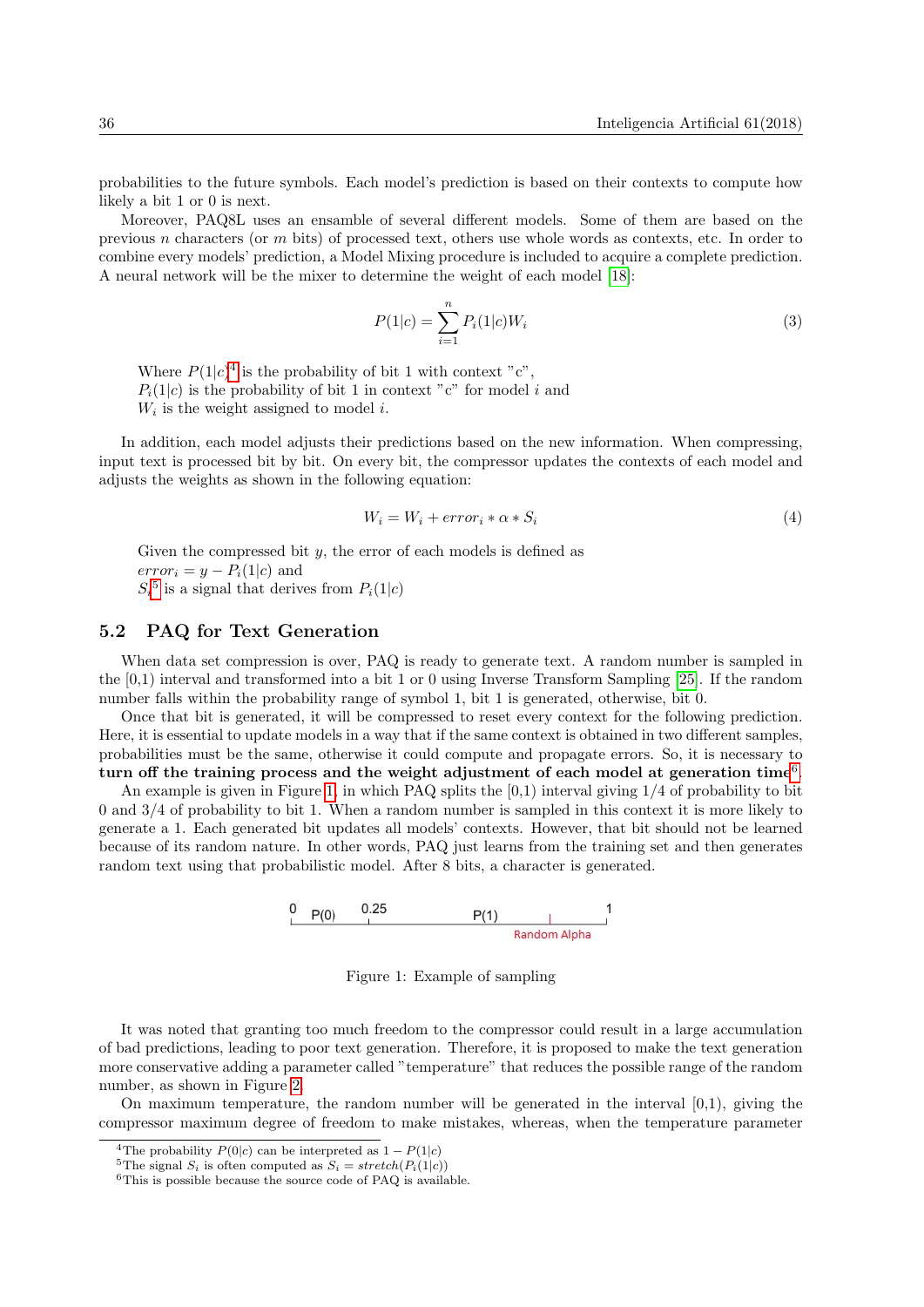probabilities to the future symbols. Each model's prediction is based on their contexts to compute how likely a bit 1 or 0 is next.

Moreover, PAQ8L uses an ensamble of several different models. Some of them are based on the previous $n$ characters (or $m$ bits) of processed text, others use whole words as contexts, etc. In order to combine every models' prediction, a Model Mixing procedure is included to acquire a complete prediction. A neural network will be the mixer to determine the weight of each model [18]:

$$P(1|c) = \sum_{i=1}^{n} P_i(1|c) W_i \tag{3}$$

Where $P(1|c)$[4] is the probability of bit 1 with context "c",
$P_i(1|c)$ is the probability of bit 1 in context "c" for model $i$ and
$W_i$ is the weight assigned to model $i$.

In addition, each model adjusts their predictions based on the new information. When compressing, input text is processed bit by bit. On every bit, the compressor updates the contexts of each model and adjusts the weights as shown in the following equation:

$$W_i = W_i + error_i * \alpha * S_i \tag{4}$$

Given the compressed bit $y$, the error of each models is defined as
$error_i = y - P_i(1|c)$ and
$S_i$[5] is a signal that derives from $P_i(1|c)$

### 5.2 PAQ for Text Generation

When data set compression is over, PAQ is ready to generate text. A random number is sampled in the [0,1) interval and transformed into a bit 1 or 0 using Inverse Transform Sampling [25]. If the random number falls within the probability range of symbol 1, bit 1 is generated, otherwise, bit 0.

Once that bit is generated, it will be compressed to reset every context for the following prediction. Here, it is essential to update models in a way that if the same context is obtained in two different samples, probabilities must be the same, otherwise it could compute and propagate errors. So, it is necessary to **turn off the training process and the weight adjustment of each model at generation time**[6].

An example is given in Figure 1, in which PAQ splits the [0,1) interval giving 1/4 of probability to bit 0 and 3/4 of probability to bit 1. When a random number is sampled in this context it is more likely to generate a 1. Each generated bit updates all models' contexts. However, that bit should not be learned because of its random nature. In other words, PAQ just learns from the training set and then generates random text using that probabilistic model. After 8 bits, a character is generated.

```
0   P(0)   0.25          P(1)        |        1
|__________|__________________________|________|
                                  Random Alpha
```

Figure 1: Example of sampling

It was noted that granting too much freedom to the compressor could result in a large accumulation of bad predictions, leading to poor text generation. Therefore, it is proposed to make the text generation more conservative adding a parameter called "temperature" that reduces the possible range of the random number, as shown in Figure 2.

On maximum temperature, the random number will be generated in the interval [0,1), giving the compressor maximum degree of freedom to make mistakes, whereas, when the temperature parameter

---

[4] The probability $P(0|c)$ can be interpreted as $1 - P(1|c)$

[5] The signal $S_i$ is often computed as $S_i = stretch(P_i(1|c))$

[6] This is possible because the source code of PAQ is available.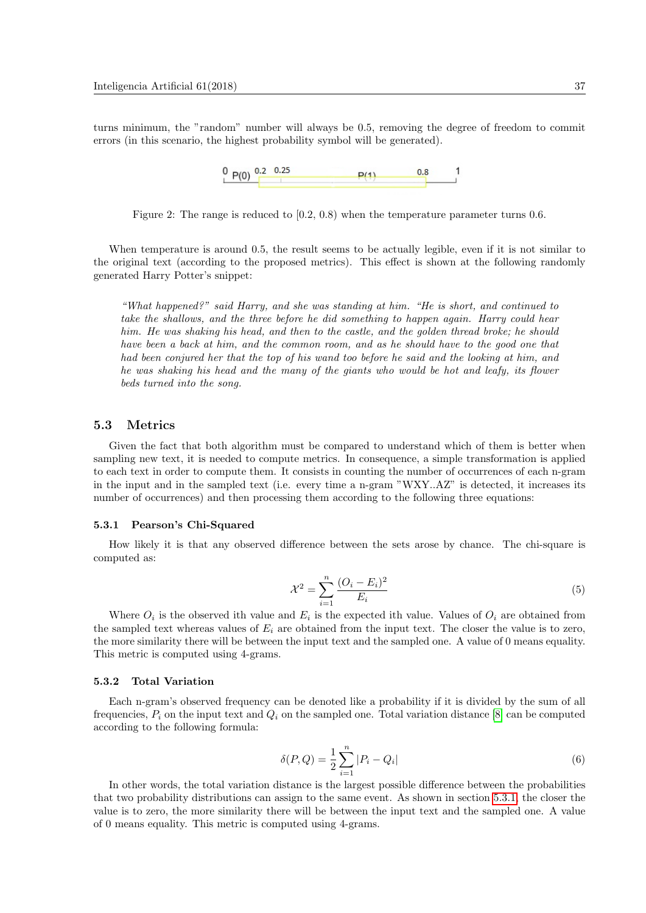turns minimum, the "random" number will always be 0.5, removing the degree of freedom to commit errors (in this scenario, the highest probability symbol will be generated).

Figure 2: The range is reduced to [0.2, 0.8) when the temperature parameter turns 0.6.

When temperature is around 0.5, the result seems to be actually legible, even if it is not similar to the original text (according to the proposed metrics). This effect is shown at the following randomly generated Harry Potter's snippet:

> *"What happened?" said Harry, and she was standing at him. "He is short, and continued to take the shallows, and the three before he did something to happen again. Harry could hear him. He was shaking his head, and then to the castle, and the golden thread broke; he should have been a back at him, and the common room, and as he should have to the good one that had been conjured her that the top of his wand too before he said and the looking at him, and he was shaking his head and the many of the giants who would be hot and leafy, its flower beds turned into the song.*

## 5.3 Metrics

Given the fact that both algorithm must be compared to understand which of them is better when sampling new text, it is needed to compute metrics. In consequence, a simple transformation is applied to each text in order to compute them. It consists in counting the number of occurrences of each n-gram in the input and in the sampled text (i.e. every time a n-gram "WXY..AZ" is detected, it increases its number of occurrences) and then processing them according to the following three equations:

### 5.3.1 Pearson's Chi-Squared

How likely it is that any observed difference between the sets arose by chance. The chi-square is computed as:

$$\mathcal{X}^2 = \sum_{i=1}^{n} \frac{(O_i - E_i)^2}{E_i} \tag{5}$$

Where $O_i$ is the observed ith value and $E_i$ is the expected ith value. Values of $O_i$ are obtained from the sampled text whereas values of $E_i$ are obtained from the input text. The closer the value is to zero, the more similarity there will be between the input text and the sampled one. A value of 0 means equality. This metric is computed using 4-grams.

### 5.3.2 Total Variation

Each n-gram's observed frequency can be denoted like a probability if it is divided by the sum of all frequencies, $P_i$ on the input text and $Q_i$ on the sampled one. Total variation distance [8] can be computed according to the following formula:

$$\delta(P, Q) = \frac{1}{2} \sum_{i=1}^{n} |P_i - Q_i| \tag{6}$$

In other words, the total variation distance is the largest possible difference between the probabilities that two probability distributions can assign to the same event. As shown in section 5.3.1, the closer the value is to zero, the more similarity there will be between the input text and the sampled one. A value of 0 means equality. This metric is computed using 4-grams.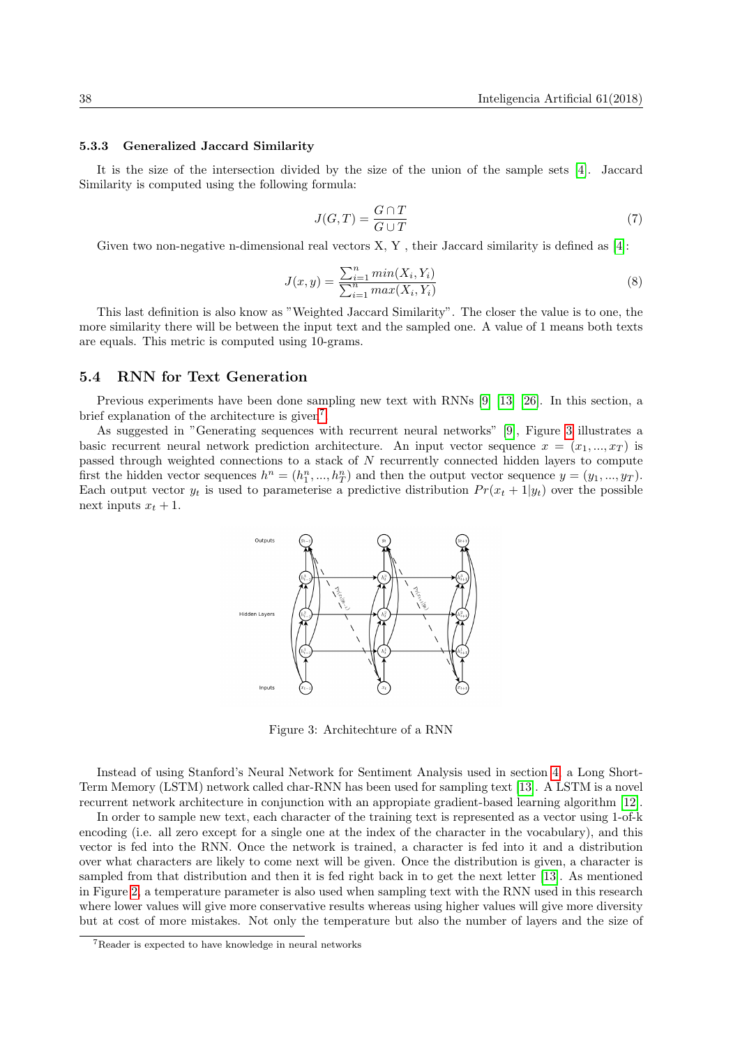#### 5.3.3 Generalized Jaccard Similarity

It is the size of the intersection divided by the size of the union of the sample sets [4]. Jaccard Similarity is computed using the following formula:

$$J(G,T) = \frac{G \cap T}{G \cup T} \tag{7}$$

Given two non-negative n-dimensional real vectors X, Y , their Jaccard similarity is defined as [4]:

$$J(x,y) = \frac{\sum_{i=1}^{n} min(X_i, Y_i)}{\sum_{i=1}^{n} max(X_i, Y_i)} \tag{8}$$

This last definition is also know as "Weighted Jaccard Similarity". The closer the value is to one, the more similarity there will be between the input text and the sampled one. A value of 1 means both texts are equals. This metric is computed using 10-grams.

### 5.4 RNN for Text Generation

Previous experiments have been done sampling new text with RNNs [9] [13] [26]. In this section, a brief explanation of the architecture is given[7].

As suggested in "Generating sequences with recurrent neural networks" [9], Figure 3 illustrates a basic recurrent neural network prediction architecture. An input vector sequence $x = (x_1, ..., x_T)$ is passed through weighted connections to a stack of $N$ recurrently connected hidden layers to compute first the hidden vector sequences $h^n = (h^n_1, ..., h^n_T)$ and then the output vector sequence $y = (y_1, ..., y_T)$. Each output vector $y_t$ is used to parameterise a predictive distribution $Pr(x_t + 1|y_t)$ over the possible next inputs $x_t + 1$.

Figure 3: Architechture of a RNN

Instead of using Stanford's Neural Network for Sentiment Analysis used in section 4, a Long Short-Term Memory (LSTM) network called char-RNN has been used for sampling text [13]. A LSTM is a novel recurrent network architecture in conjunction with an appropiate gradient-based learning algorithm [12].

In order to sample new text, each character of the training text is represented as a vector using 1-of-k encoding (i.e. all zero except for a single one at the index of the character in the vocabulary), and this vector is fed into the RNN. Once the network is trained, a character is fed into it and a distribution over what characters are likely to come next will be given. Once the distribution is given, a character is sampled from that distribution and then it is fed right back in to get the next letter [13]. As mentioned in Figure 2, a temperature parameter is also used when sampling text with the RNN used in this research where lower values will give more conservative results whereas using higher values will give more diversity but at cost of more mistakes. Not only the temperature but also the number of layers and the size of

[7] Reader is expected to have knowledge in neural networks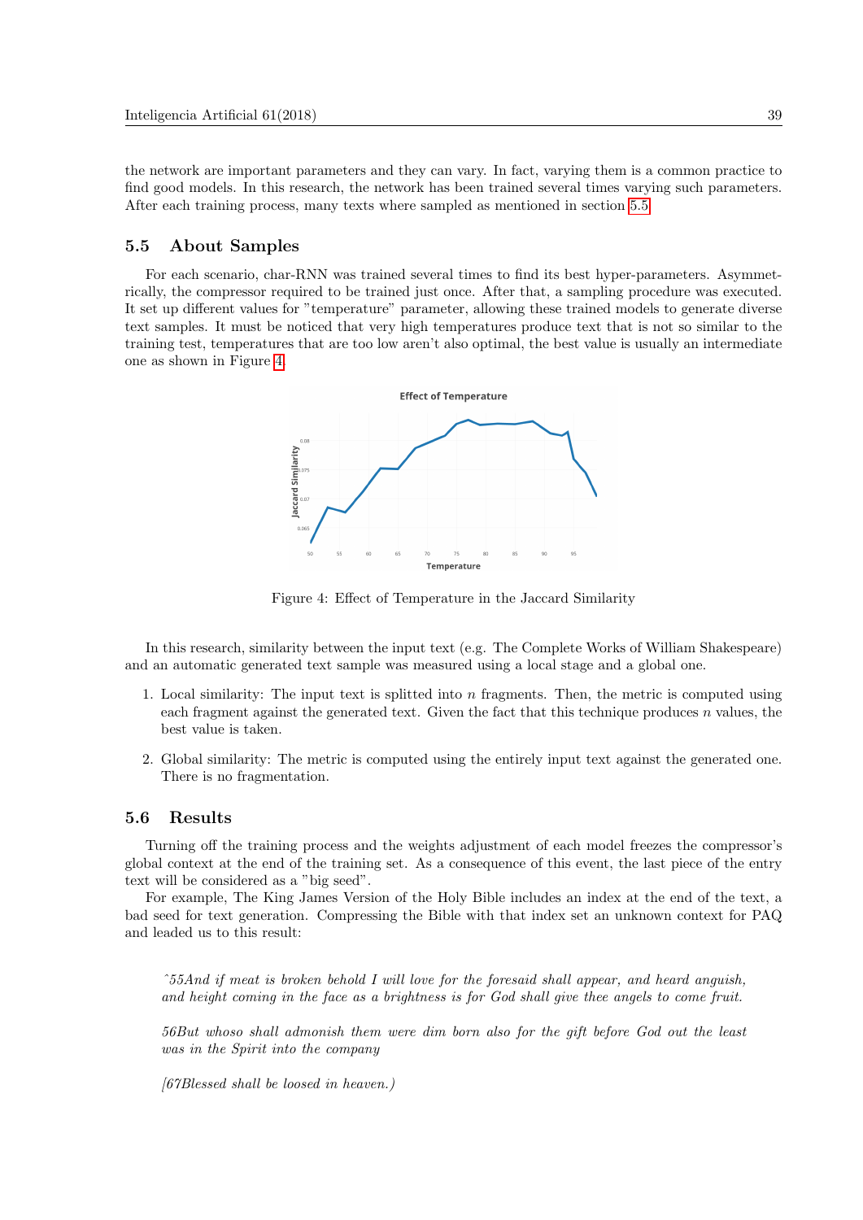the network are important parameters and they can vary. In fact, varying them is a common practice to find good models. In this research, the network has been trained several times varying such parameters. After each training process, many texts where sampled as mentioned in section 5.5.

### 5.5 About Samples

For each scenario, char-RNN was trained several times to find its best hyper-parameters. Asymmetrically, the compressor required to be trained just once. After that, a sampling procedure was executed. It set up different values for "temperature" parameter, allowing these trained models to generate diverse text samples. It must be noticed that very high temperatures produce text that is not so similar to the training test, temperatures that are too low aren't also optimal, the best value is usually an intermediate one as shown in Figure 4.

Figure 4: Effect of Temperature in the Jaccard Similarity

In this research, similarity between the input text (e.g. The Complete Works of William Shakespeare) and an automatic generated text sample was measured using a local stage and a global one.

1. Local similarity: The input text is splitted into $n$ fragments. Then, the metric is computed using each fragment against the generated text. Given the fact that this technique produces $n$ values, the best value is taken.

2. Global similarity: The metric is computed using the entirely input text against the generated one. There is no fragmentation.

### 5.6 Results

Turning off the training process and the weights adjustment of each model freezes the compressor's global context at the end of the training set. As a consequence of this event, the last piece of the entry text will be considered as a "big seed".

For example, The King James Version of the Holy Bible includes an index at the end of the text, a bad seed for text generation. Compressing the Bible with that index set an unknown context for PAQ and leaded us to this result:

> *ˆ55And if meat is broken behold I will love for the foresaid shall appear, and heard anguish, and height coming in the face as a brightness is for God shall give thee angels to come fruit.*
>
> *56But whoso shall admonish them were dim born also for the gift before God out the least was in the Spirit into the company*
>
> *[67Blessed shall be loosed in heaven.)*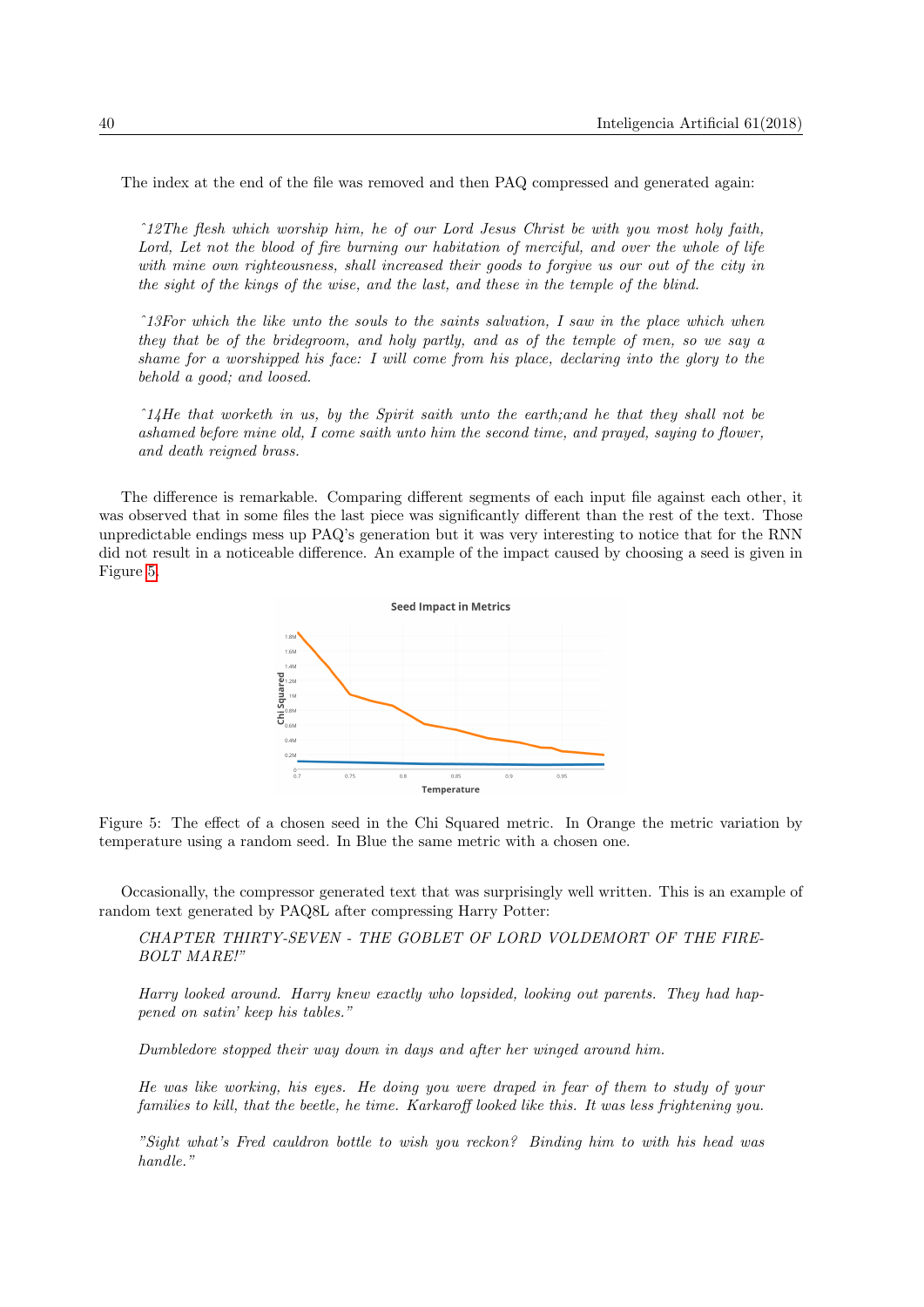The index at the end of the file was removed and then PAQ compressed and generated again:

> *^12The flesh which worship him, he of our Lord Jesus Christ be with you most holy faith, Lord, Let not the blood of fire burning our habitation of merciful, and over the whole of life with mine own righteousness, shall increased their goods to forgive us our out of the city in the sight of the kings of the wise, and the last, and these in the temple of the blind.*
>
> *^13For which the like unto the souls to the saints salvation, I saw in the place which when they that be of the bridegroom, and holy partly, and as of the temple of men, so we say a shame for a worshipped his face: I will come from his place, declaring into the glory to the behold a good; and loosed.*
>
> *^14He that worketh in us, by the Spirit saith unto the earth;and he that they shall not be ashamed before mine old, I come saith unto him the second time, and prayed, saying to flower, and death reigned brass.*

The difference is remarkable. Comparing different segments of each input file against each other, it was observed that in some files the last piece was significantly different than the rest of the text. Those unpredictable endings mess up PAQ's generation but it was very interesting to notice that for the RNN did not result in a noticeable difference. An example of the impact caused by choosing a seed is given in Figure 5.

Figure 5: The effect of a chosen seed in the Chi Squared metric. In Orange the metric variation by temperature using a random seed. In Blue the same metric with a chosen one.

Occasionally, the compressor generated text that was surprisingly well written. This is an example of random text generated by PAQ8L after compressing Harry Potter:

> *CHAPTER THIRTY-SEVEN - THE GOBLET OF LORD VOLDEMORT OF THE FIREBOLT MARE!"*
>
> *Harry looked around. Harry knew exactly who lopsided, looking out parents. They had happened on satin' keep his tables."*
>
> *Dumbledore stopped their way down in days and after her winged around him.*
>
> *He was like working, his eyes. He doing you were draped in fear of them to study of your families to kill, that the beetle, he time. Karkaroff looked like this. It was less frightening you.*
>
> *"Sight what's Fred cauldron bottle to wish you reckon? Binding him to with his head was handle."*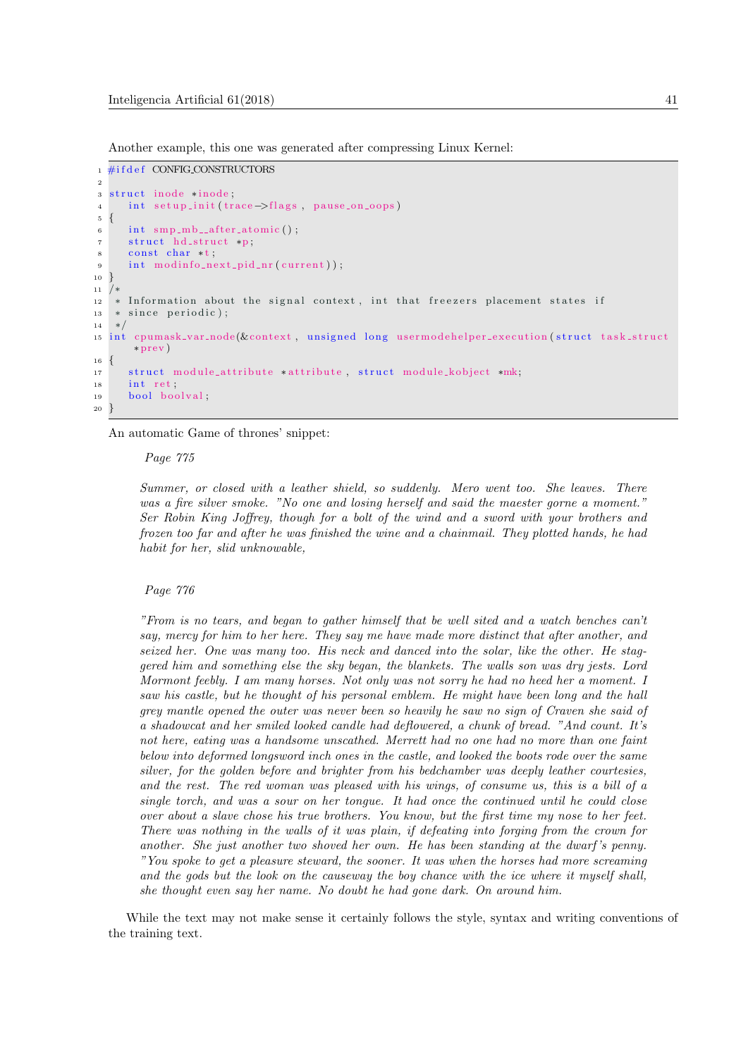Another example, this one was generated after compressing Linux Kernel:

```
#ifdef CONFIG_CONSTRUCTORS

struct inode *inode;
   int setup_init(trace->flags, pause_on_oops)
{
   int smp_mb__after_atomic();
   struct hd_struct *p;
   const char *t;
   int modinfo_next_pid_nr(current));
}
/*
 * Information about the signal context, int that freezers placement states if
 * since periodic);
 */
int cpumask_var_node(&context, unsigned long usermodehelper_execution(struct task_struct
    *prev)
{
   struct module_attribute *attribute, struct module_kobject *mk;
   int ret;
   bool boolval;
}
```

An automatic Game of thrones' snippet:

> *Page 775*
>
> *Summer, or closed with a leather shield, so suddenly. Mero went too. She leaves. There was a fire silver smoke. "No one and losing herself and said the maester gorne a moment." Ser Robin King Joffrey, though for a bolt of the wind and a sword with your brothers and frozen too far and after he was finished the wine and a chainmail. They plotted hands, he had habit for her, slid unknowable,*
>
> *Page 776*
>
> *"From is no tears, and began to gather himself that be well sited and a watch benches can't say, mercy for him to her here. They say me have made more distinct that after another, and seized her. One was many too. His neck and danced into the solar, like the other. He staggered him and something else the sky began, the blankets. The walls son was dry jests. Lord Mormont feebly. I am many horses. Not only was not sorry he had no heed her a moment. I saw his castle, but he thought of his personal emblem. He might have been long and the hall grey mantle opened the outer was never been so heavily he saw no sign of Craven she said of a shadowcat and her smiled looked candle had deflowered, a chunk of bread. "And count. It's not here, eating was a handsome unscathed. Merrett had no one had no more than one faint below into deformed longsword inch ones in the castle, and looked the boots rode over the same silver, for the golden before and brighter from his bedchamber was deeply leather courtesies, and the rest. The red woman was pleased with his wings, of consume us, this is a bill of a single torch, and was a sour on her tongue. It had once the continued until he could close over about a slave chose his true brothers. You know, but the first time my nose to her feet. There was nothing in the walls of it was plain, if defeating into forging from the crown for another. She just another two shoved her own. He has been standing at the dwarf's penny. "You spoke to get a pleasure steward, the sooner. It was when the horses had more screaming and the gods but the look on the causeway the boy chance with the ice where it myself shall, she thought even say her name. No doubt he had gone dark. On around him.*

While the text may not make sense it certainly follows the style, syntax and writing conventions of the training text.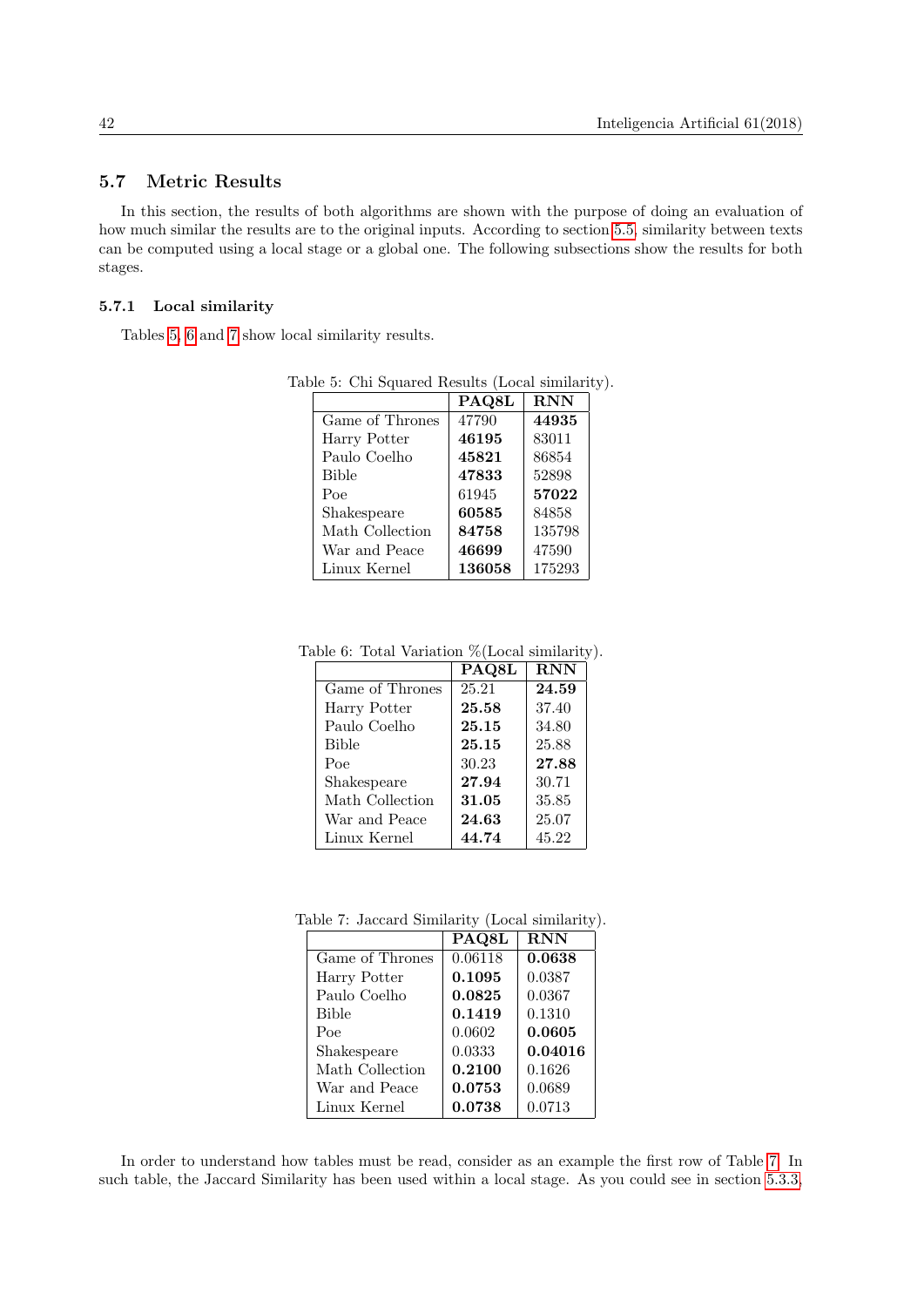## 5.7 Metric Results

In this section, the results of both algorithms are shown with the purpose of doing an evaluation of how much similar the results are to the original inputs. According to section 5.5, similarity between texts can be computed using a local stage or a global one. The following subsections show the results for both stages.

### 5.7.1 Local similarity

Tables 5, 6 and 7 show local similarity results.

Table 5: Chi Squared Results (Local similarity).

| | PAQ8L | RNN |
|---|---|---|
| Game of Thrones | 47790 | **44935** |
| Harry Potter | **46195** | 83011 |
| Paulo Coelho | **45821** | 86854 |
| Bible | **47833** | 52898 |
| Poe | 61945 | **57022** |
| Shakespeare | **60585** | 84858 |
| Math Collection | **84758** | 135798 |
| War and Peace | **46699** | 47590 |
| Linux Kernel | **136058** | 175293 |

Table 6: Total Variation %(Local similarity).

| | PAQ8L | RNN |
|---|---|---|
| Game of Thrones | 25.21 | **24.59** |
| Harry Potter | **25.58** | 37.40 |
| Paulo Coelho | **25.15** | 34.80 |
| Bible | **25.15** | 25.88 |
| Poe | 30.23 | **27.88** |
| Shakespeare | **27.94** | 30.71 |
| Math Collection | **31.05** | 35.85 |
| War and Peace | **24.63** | 25.07 |
| Linux Kernel | **44.74** | 45.22 |

Table 7: Jaccard Similarity (Local similarity).

| | PAQ8L | RNN |
|---|---|---|
| Game of Thrones | 0.06118 | **0.0638** |
| Harry Potter | **0.1095** | 0.0387 |
| Paulo Coelho | **0.0825** | 0.0367 |
| Bible | **0.1419** | 0.1310 |
| Poe | 0.0602 | **0.0605** |
| Shakespeare | 0.0333 | **0.04016** |
| Math Collection | **0.2100** | 0.1626 |
| War and Peace | **0.0753** | 0.0689 |
| Linux Kernel | **0.0738** | 0.0713 |

In order to understand how tables must be read, consider as an example the first row of Table 7. In such table, the Jaccard Similarity has been used within a local stage. As you could see in section 5.3.3,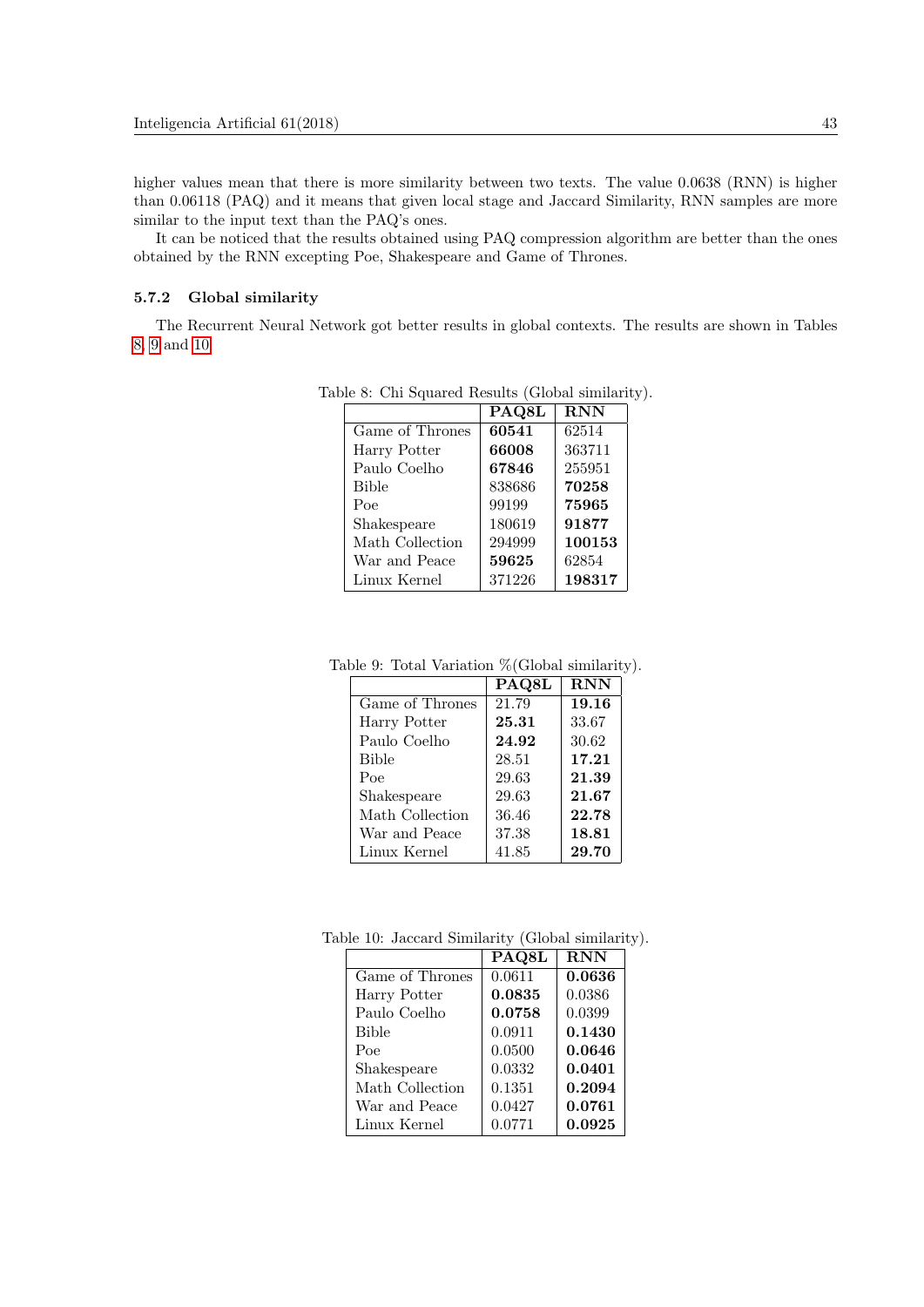higher values mean that there is more similarity between two texts. The value 0.0638 (RNN) is higher than 0.06118 (PAQ) and it means that given local stage and Jaccard Similarity, RNN samples are more similar to the input text than the PAQ's ones.

It can be noticed that the results obtained using PAQ compression algorithm are better than the ones obtained by the RNN excepting Poe, Shakespeare and Game of Thrones.

### 5.7.2 Global similarity

The Recurrent Neural Network got better results in global contexts. The results are shown in Tables 8, 9 and 10.

Table 8: Chi Squared Results (Global similarity).

| | PAQ8L | RNN |
|---|---|---|
| Game of Thrones | **60541** | 62514 |
| Harry Potter | **66008** | 363711 |
| Paulo Coelho | **67846** | 255951 |
| Bible | 838686 | **70258** |
| Poe | 99199 | **75965** |
| Shakespeare | 180619 | **91877** |
| Math Collection | 294999 | **100153** |
| War and Peace | **59625** | 62854 |
| Linux Kernel | 371226 | **198317** |

Table 9: Total Variation %(Global similarity).

| | PAQ8L | RNN |
|---|---|---|
| Game of Thrones | 21.79 | **19.16** |
| Harry Potter | **25.31** | 33.67 |
| Paulo Coelho | **24.92** | 30.62 |
| Bible | 28.51 | **17.21** |
| Poe | 29.63 | **21.39** |
| Shakespeare | 29.63 | **21.67** |
| Math Collection | 36.46 | **22.78** |
| War and Peace | 37.38 | **18.81** |
| Linux Kernel | 41.85 | **29.70** |

Table 10: Jaccard Similarity (Global similarity).

| | PAQ8L | RNN |
|---|---|---|
| Game of Thrones | 0.0611 | **0.0636** |
| Harry Potter | **0.0835** | 0.0386 |
| Paulo Coelho | **0.0758** | 0.0399 |
| Bible | 0.0911 | **0.1430** |
| Poe | 0.0500 | **0.0646** |
| Shakespeare | 0.0332 | **0.0401** |
| Math Collection | 0.1351 | **0.2094** |
| War and Peace | 0.0427 | **0.0761** |
| Linux Kernel | 0.0771 | **0.0925** |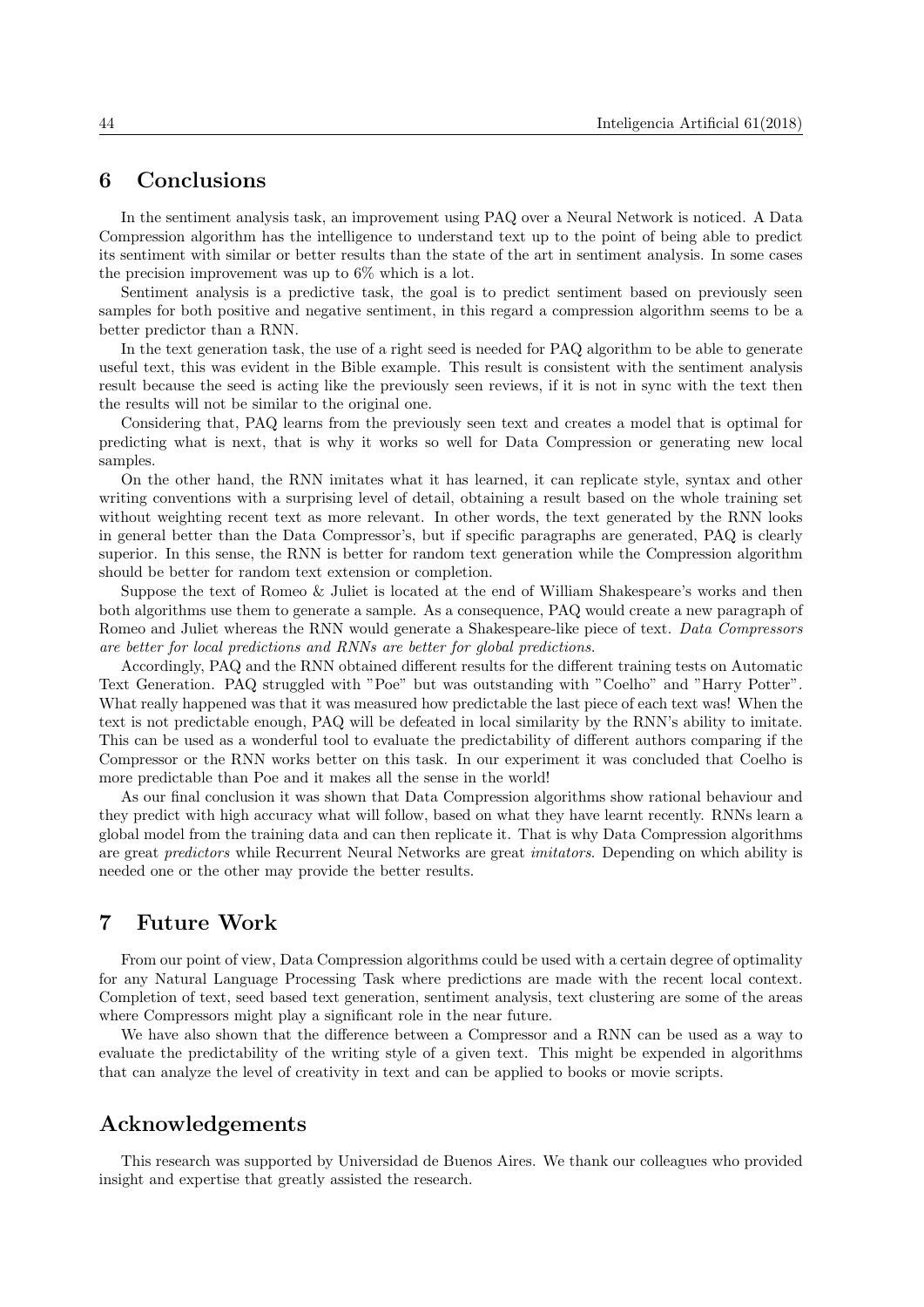## 6 Conclusions

In the sentiment analysis task, an improvement using PAQ over a Neural Network is noticed. A Data Compression algorithm has the intelligence to understand text up to the point of being able to predict its sentiment with similar or better results than the state of the art in sentiment analysis. In some cases the precision improvement was up to 6% which is a lot.

Sentiment analysis is a predictive task, the goal is to predict sentiment based on previously seen samples for both positive and negative sentiment, in this regard a compression algorithm seems to be a better predictor than a RNN.

In the text generation task, the use of a right seed is needed for PAQ algorithm to be able to generate useful text, this was evident in the Bible example. This result is consistent with the sentiment analysis result because the seed is acting like the previously seen reviews, if it is not in sync with the text then the results will not be similar to the original one.

Considering that, PAQ learns from the previously seen text and creates a model that is optimal for predicting what is next, that is why it works so well for Data Compression or generating new local samples.

On the other hand, the RNN imitates what it has learned, it can replicate style, syntax and other writing conventions with a surprising level of detail, obtaining a result based on the whole training set without weighting recent text as more relevant. In other words, the text generated by the RNN looks in general better than the Data Compressor's, but if specific paragraphs are generated, PAQ is clearly superior. In this sense, the RNN is better for random text generation while the Compression algorithm should be better for random text extension or completion.

Suppose the text of Romeo & Juliet is located at the end of William Shakespeare's works and then both algorithms use them to generate a sample. As a consequence, PAQ would create a new paragraph of Romeo and Juliet whereas the RNN would generate a Shakespeare-like piece of text. *Data Compressors are better for local predictions and RNNs are better for global predictions.*

Accordingly, PAQ and the RNN obtained different results for the different training tests on Automatic Text Generation. PAQ struggled with "Poe" but was outstanding with "Coelho" and "Harry Potter". What really happened was that it was measured how predictable the last piece of each text was! When the text is not predictable enough, PAQ will be defeated in local similarity by the RNN's ability to imitate. This can be used as a wonderful tool to evaluate the predictability of different authors comparing if the Compressor or the RNN works better on this task. In our experiment it was concluded that Coelho is more predictable than Poe and it makes all the sense in the world!

As our final conclusion it was shown that Data Compression algorithms show rational behaviour and they predict with high accuracy what will follow, based on what they have learnt recently. RNNs learn a global model from the training data and can then replicate it. That is why Data Compression algorithms are great *predictors* while Recurrent Neural Networks are great *imitators*. Depending on which ability is needed one or the other may provide the better results.

## 7 Future Work

From our point of view, Data Compression algorithms could be used with a certain degree of optimality for any Natural Language Processing Task where predictions are made with the recent local context. Completion of text, seed based text generation, sentiment analysis, text clustering are some of the areas where Compressors might play a significant role in the near future.

We have also shown that the difference between a Compressor and a RNN can be used as a way to evaluate the predictability of the writing style of a given text. This might be expended in algorithms that can analyze the level of creativity in text and can be applied to books or movie scripts.

## Acknowledgements

This research was supported by Universidad de Buenos Aires. We thank our colleagues who provided insight and expertise that greatly assisted the research.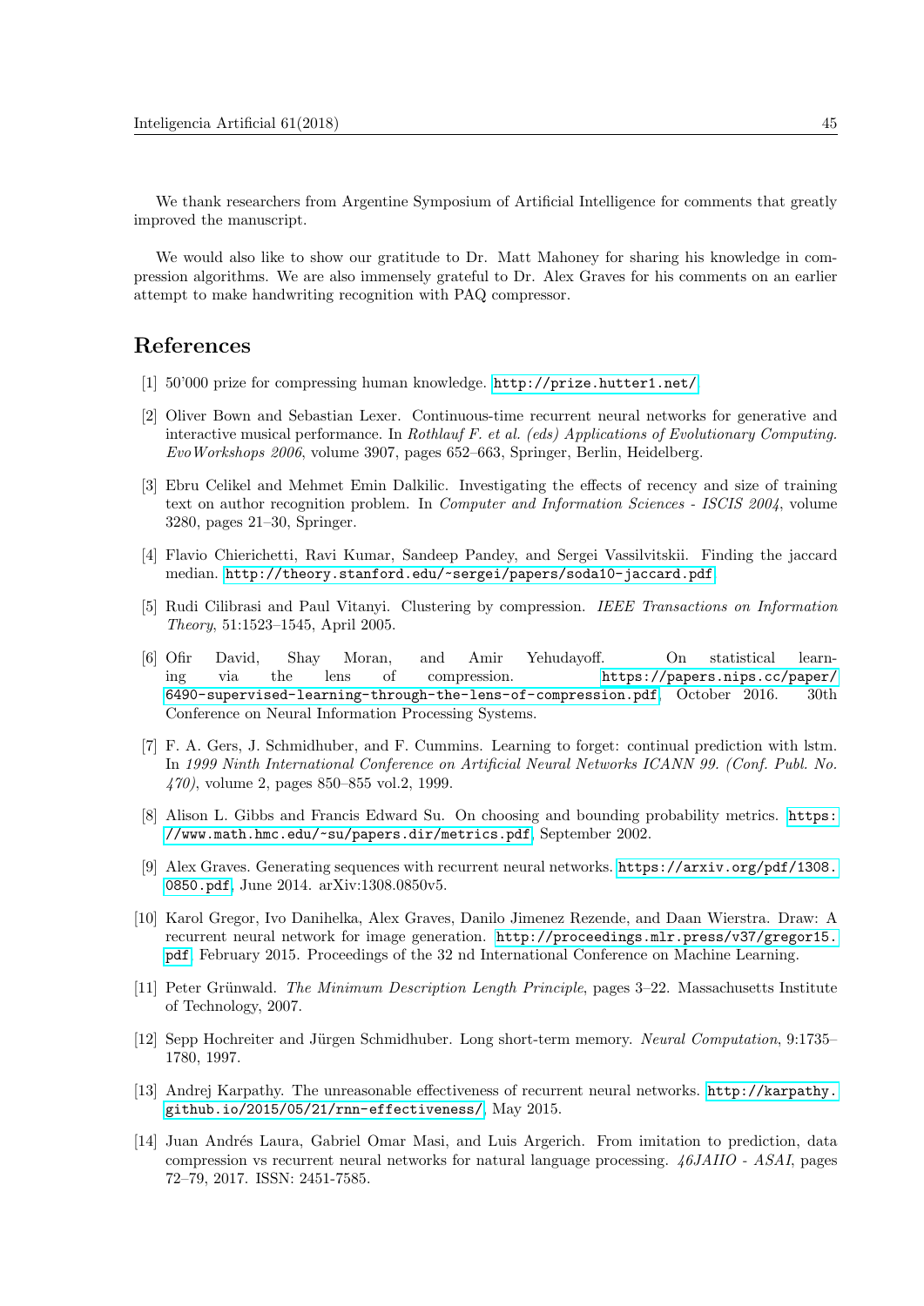We thank researchers from Argentine Symposium of Artificial Intelligence for comments that greatly improved the manuscript.

We would also like to show our gratitude to Dr. Matt Mahoney for sharing his knowledge in compression algorithms. We are also immensely grateful to Dr. Alex Graves for his comments on an earlier attempt to make handwriting recognition with PAQ compressor.

## References

[1] 50'000 prize for compressing human knowledge. http://prize.hutter1.net/

[2] Oliver Bown and Sebastian Lexer. Continuous-time recurrent neural networks for generative and interactive musical performance. In *Rothlauf F. et al. (eds) Applications of Evolutionary Computing. EvoWorkshops 2006*, volume 3907, pages 652–663, Springer, Berlin, Heidelberg.

[3] Ebru Celikel and Mehmet Emin Dalkilic. Investigating the effects of recency and size of training text on author recognition problem. In *Computer and Information Sciences - ISCIS 2004*, volume 3280, pages 21–30, Springer.

[4] Flavio Chierichetti, Ravi Kumar, Sandeep Pandey, and Sergei Vassilvitskii. Finding the jaccard median. http://theory.stanford.edu/~sergei/papers/soda10-jaccard.pdf

[5] Rudi Cilibrasi and Paul Vitanyi. Clustering by compression. *IEEE Transactions on Information Theory*, 51:1523–1545, April 2005.

[6] Ofir David, Shay Moran, and Amir Yehudayoff. On statistical learning via the lens of compression. https://papers.nips.cc/paper/6490-supervised-learning-through-the-lens-of-compression.pdf, October 2016. 30th Conference on Neural Information Processing Systems.

[7] F. A. Gers, J. Schmidhuber, and F. Cummins. Learning to forget: continual prediction with lstm. In *1999 Ninth International Conference on Artificial Neural Networks ICANN 99. (Conf. Publ. No. 470)*, volume 2, pages 850–855 vol.2, 1999.

[8] Alison L. Gibbs and Francis Edward Su. On choosing and bounding probability metrics. https://www.math.hmc.edu/~su/papers.dir/metrics.pdf, September 2002.

[9] Alex Graves. Generating sequences with recurrent neural networks. https://arxiv.org/pdf/1308.0850.pdf, June 2014. arXiv:1308.0850v5.

[10] Karol Gregor, Ivo Danihelka, Alex Graves, Danilo Jimenez Rezende, and Daan Wierstra. Draw: A recurrent neural network for image generation. http://proceedings.mlr.press/v37/gregor15.pdf, February 2015. Proceedings of the 32 nd International Conference on Machine Learning.

[11] Peter Grünwald. *The Minimum Description Length Principle*, pages 3–22. Massachusetts Institute of Technology, 2007.

[12] Sepp Hochreiter and Jürgen Schmidhuber. Long short-term memory. *Neural Computation*, 9:1735–1780, 1997.

[13] Andrej Karpathy. The unreasonable effectiveness of recurrent neural networks. http://karpathy.github.io/2015/05/21/rnn-effectiveness/, May 2015.

[14] Juan Andrés Laura, Gabriel Omar Masi, and Luis Argerich. From imitation to prediction, data compression vs recurrent neural networks for natural language processing. *46JAIIO - ASAI*, pages 72–79, 2017. ISSN: 2451-7585.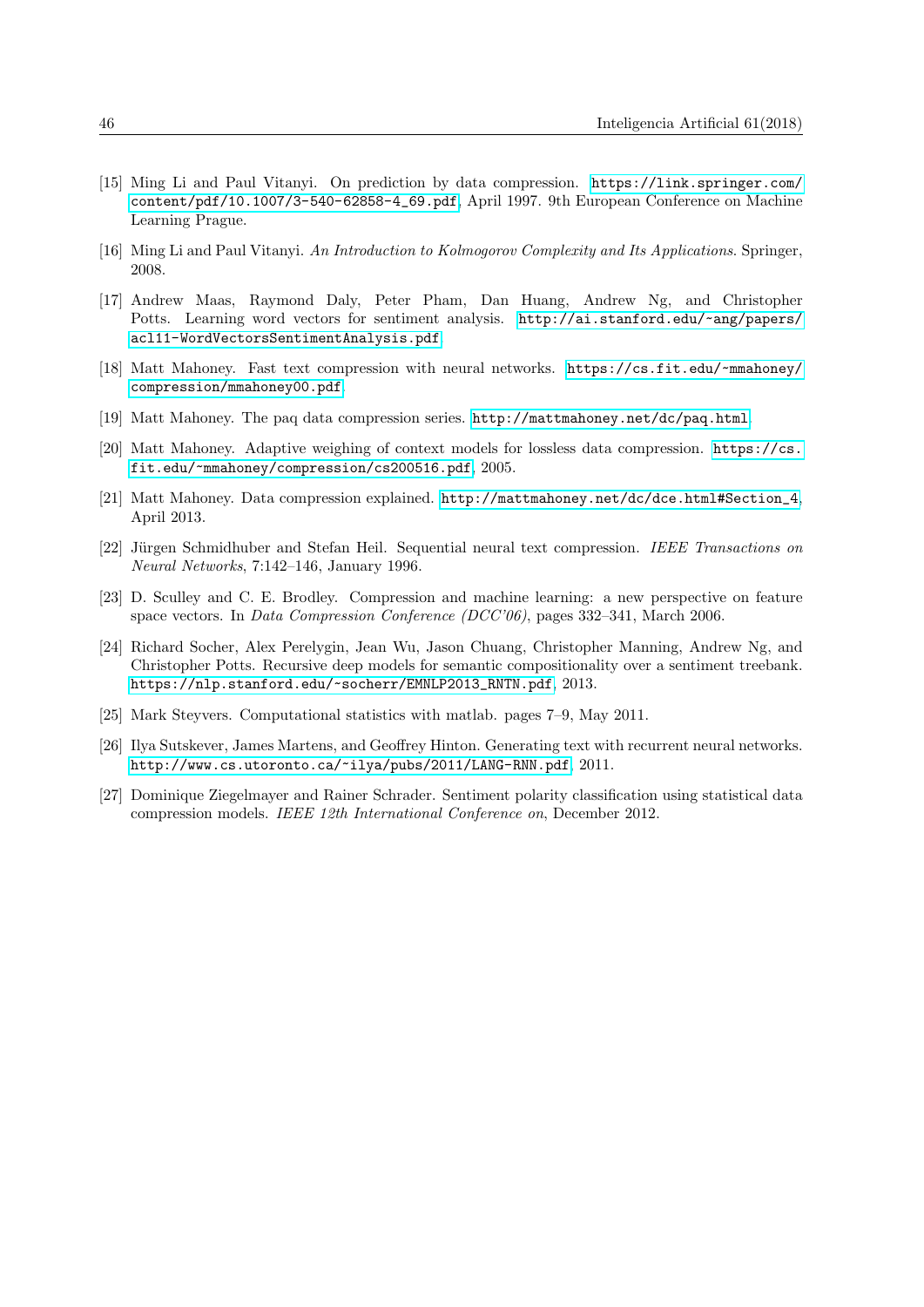[15] Ming Li and Paul Vitanyi. On prediction by data compression. https://link.springer.com/content/pdf/10.1007/3-540-62858-4_69.pdf, April 1997. 9th European Conference on Machine Learning Prague.

[16] Ming Li and Paul Vitanyi. *An Introduction to Kolmogorov Complexity and Its Applications*. Springer, 2008.

[17] Andrew Maas, Raymond Daly, Peter Pham, Dan Huang, Andrew Ng, and Christopher Potts. Learning word vectors for sentiment analysis. http://ai.stanford.edu/~ang/papers/acl11-WordVectorsSentimentAnalysis.pdf.

[18] Matt Mahoney. Fast text compression with neural networks. https://cs.fit.edu/~mmahoney/compression/mmahoney00.pdf.

[19] Matt Mahoney. The paq data compression series. http://mattmahoney.net/dc/paq.html.

[20] Matt Mahoney. Adaptive weighing of context models for lossless data compression. https://cs.fit.edu/~mmahoney/compression/cs200516.pdf, 2005.

[21] Matt Mahoney. Data compression explained. http://mattmahoney.net/dc/dce.html#Section_4, April 2013.

[22] Jürgen Schmidhuber and Stefan Heil. Sequential neural text compression. *IEEE Transactions on Neural Networks*, 7:142–146, January 1996.

[23] D. Sculley and C. E. Brodley. Compression and machine learning: a new perspective on feature space vectors. In *Data Compression Conference (DCC'06)*, pages 332–341, March 2006.

[24] Richard Socher, Alex Perelygin, Jean Wu, Jason Chuang, Christopher Manning, Andrew Ng, and Christopher Potts. Recursive deep models for semantic compositionality over a sentiment treebank. https://nlp.stanford.edu/~socherr/EMNLP2013_RNTN.pdf, 2013.

[25] Mark Steyvers. Computational statistics with matlab. pages 7–9, May 2011.

[26] Ilya Sutskever, James Martens, and Geoffrey Hinton. Generating text with recurrent neural networks. http://www.cs.utoronto.ca/~ilya/pubs/2011/LANG-RNN.pdf, 2011.

[27] Dominique Ziegelmayer and Rainer Schrader. Sentiment polarity classification using statistical data compression models. *IEEE 12th International Conference on*, December 2012.